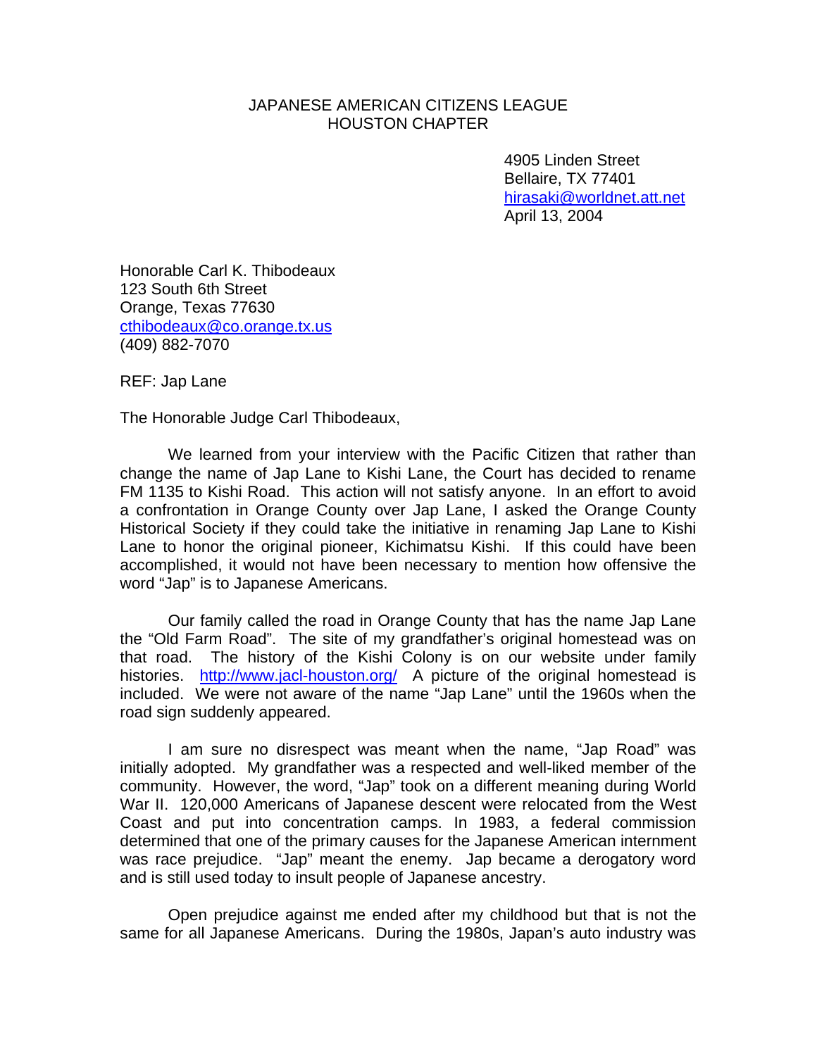JAPANESE AMERICAN CITIZENS LEAGUE
HOUSTON CHAPTER

4905 Linden Street
Bellaire, TX 77401
hirasaki@worldnet.att.net
April 13, 2004

Honorable Carl K. Thibodeaux
123 South 6th Street
Orange, Texas 77630
cthibodeaux@co.orange.tx.us
(409) 882-7070

REF: Jap Lane

The Honorable Judge Carl Thibodeaux,

We learned from your interview with the Pacific Citizen that rather than change the name of Jap Lane to Kishi Lane, the Court has decided to rename FM 1135 to Kishi Road. This action will not satisfy anyone. In an effort to avoid a confrontation in Orange County over Jap Lane, I asked the Orange County Historical Society if they could take the initiative in renaming Jap Lane to Kishi Lane to honor the original pioneer, Kichimatsu Kishi. If this could have been accomplished, it would not have been necessary to mention how offensive the word "Jap" is to Japanese Americans.

Our family called the road in Orange County that has the name Jap Lane the "Old Farm Road". The site of my grandfather's original homestead was on that road. The history of the Kishi Colony is on our website under family histories. http://www.jacl-houston.org/ A picture of the original homestead is included. We were not aware of the name "Jap Lane" until the 1960s when the road sign suddenly appeared.

I am sure no disrespect was meant when the name, "Jap Road" was initially adopted. My grandfather was a respected and well-liked member of the community. However, the word, "Jap" took on a different meaning during World War II. 120,000 Americans of Japanese descent were relocated from the West Coast and put into concentration camps. In 1983, a federal commission determined that one of the primary causes for the Japanese American internment was race prejudice. "Jap" meant the enemy. Jap became a derogatory word and is still used today to insult people of Japanese ancestry.

Open prejudice against me ended after my childhood but that is not the same for all Japanese Americans. During the 1980s, Japan's auto industry was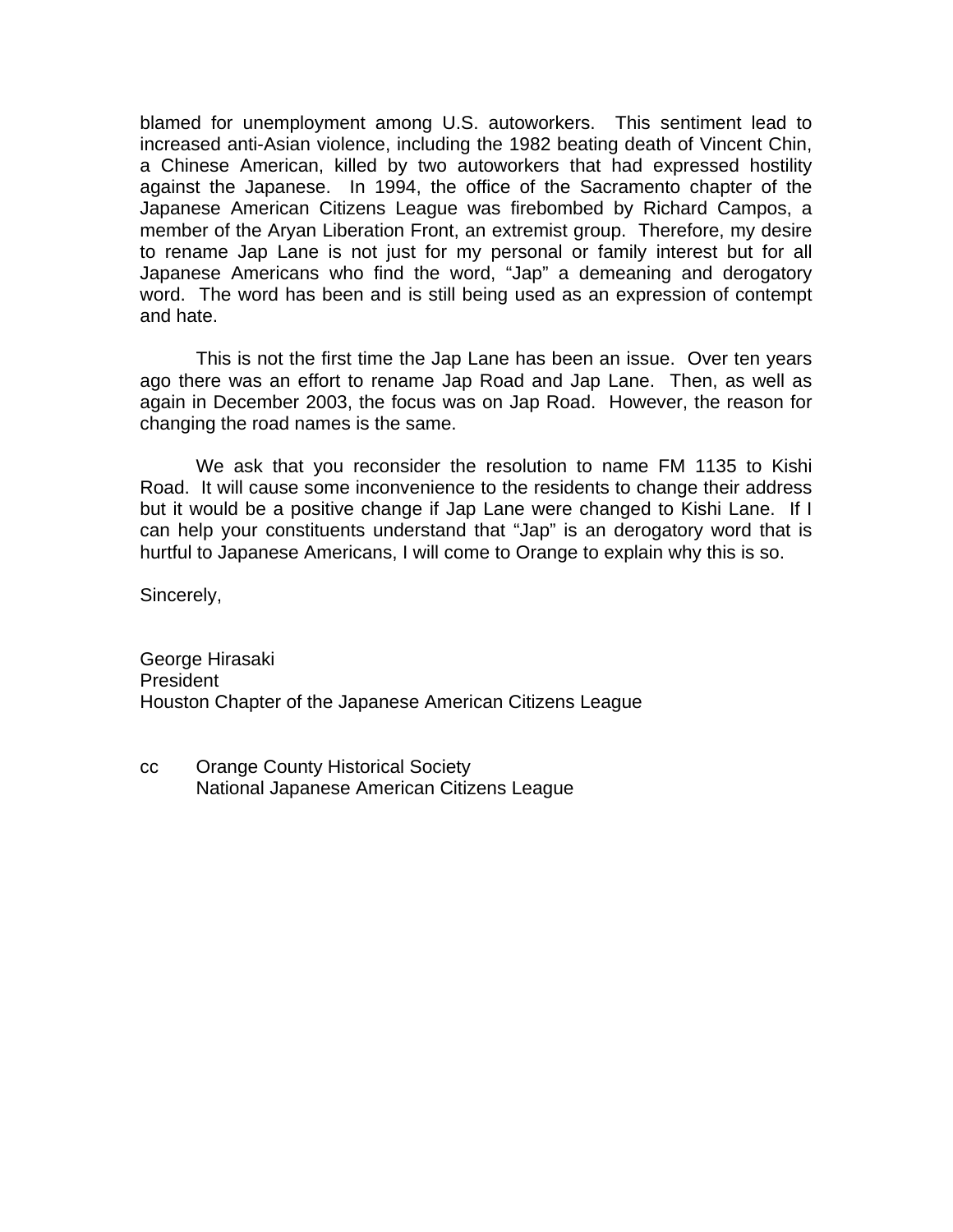blamed for unemployment among U.S. autoworkers. This sentiment lead to increased anti-Asian violence, including the 1982 beating death of Vincent Chin, a Chinese American, killed by two autoworkers that had expressed hostility against the Japanese. In 1994, the office of the Sacramento chapter of the Japanese American Citizens League was firebombed by Richard Campos, a member of the Aryan Liberation Front, an extremist group. Therefore, my desire to rename Jap Lane is not just for my personal or family interest but for all Japanese Americans who find the word, "Jap" a demeaning and derogatory word. The word has been and is still being used as an expression of contempt and hate.

This is not the first time the Jap Lane has been an issue. Over ten years ago there was an effort to rename Jap Road and Jap Lane. Then, as well as again in December 2003, the focus was on Jap Road. However, the reason for changing the road names is the same.

We ask that you reconsider the resolution to name FM 1135 to Kishi Road. It will cause some inconvenience to the residents to change their address but it would be a positive change if Jap Lane were changed to Kishi Lane. If I can help your constituents understand that "Jap" is an derogatory word that is hurtful to Japanese Americans, I will come to Orange to explain why this is so.

Sincerely,

George Hirasaki
President
Houston Chapter of the Japanese American Citizens League

cc Orange County Historical Society
National Japanese American Citizens League